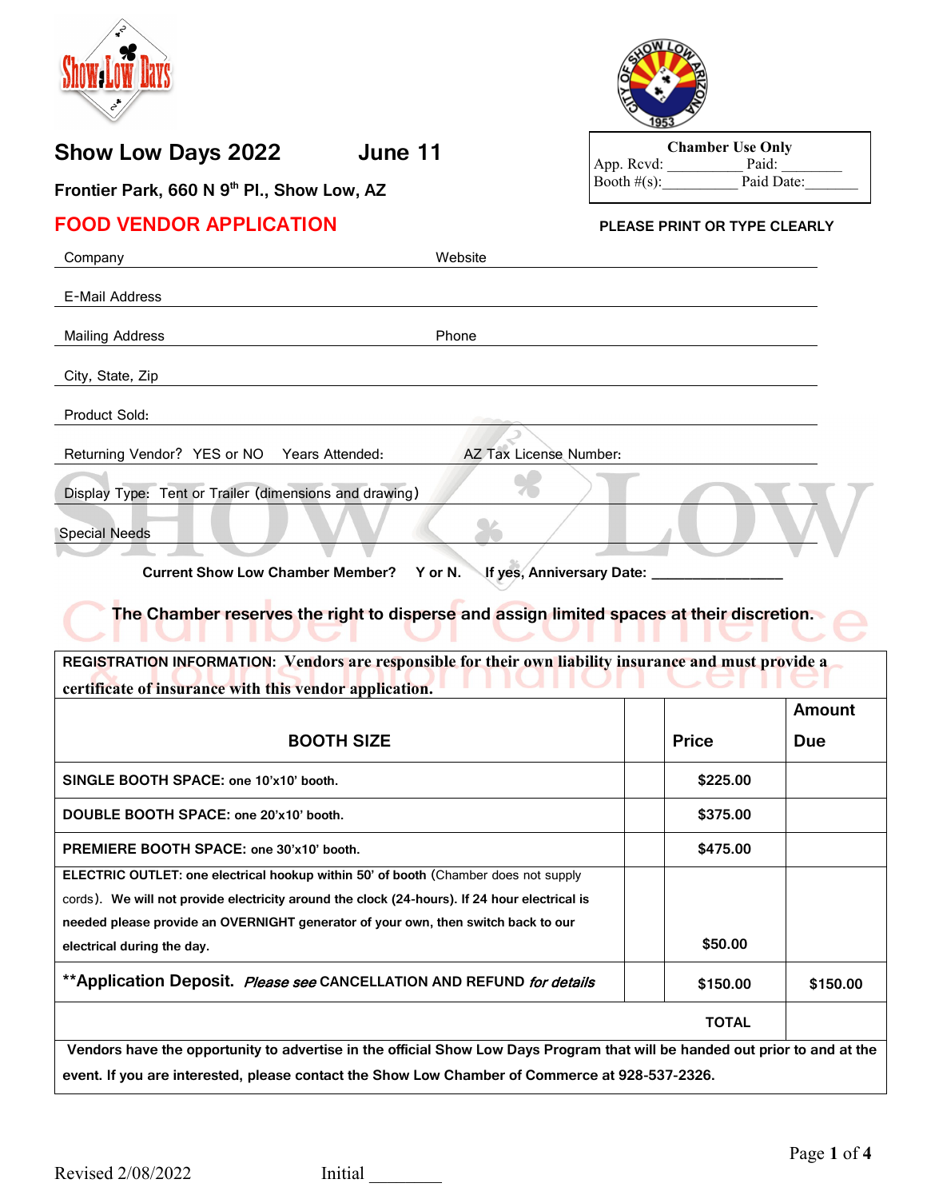## Show Low Days 2022 June 11

**Frontier Park, 660 N 9th Pl., Show Low, AZ**

| Chamber Use Only | |
|---|---|
| App. Rcvd: __________ | Paid: ________ |
| Booth #(s):__________ | Paid Date:_______ |

# FOOD VENDOR APPLICATION

**PLEASE PRINT OR TYPE CLEARLY**

Company _______________ Website _______________

E-Mail Address _______________

Mailing Address _______________ Phone _______________

City, State, Zip _______________

Product Sold: _______________

Returning Vendor? YES or NO Years Attended: _______________ AZ Tax License Number: _______________

Display Type: Tent or Trailer (dimensions and drawing) _______________

Special Needs _______________

**Current Show Low Chamber Member? Y or N. If yes, Anniversary Date: _________________**

**The Chamber reserves the right to disperse and assign limited spaces at their discretion.**

**REGISTRATION INFORMATION: Vendors are responsible for their own liability insurance and must provide a certificate of insurance with this vendor application.**

| BOOTH SIZE | | Price | Amount Due |
|---|---|---|---|
| **SINGLE BOOTH SPACE:** one 10'x10' booth. | | $225.00 | |
| **DOUBLE BOOTH SPACE:** one 20'x10' booth. | | $375.00 | |
| **PREMIERE BOOTH SPACE:** one 30'x10' booth. | | $475.00 | |
| **ELECTRIC OUTLET:** one electrical hookup within 50' of booth (Chamber does not supply cords). **We will not provide electricity around the clock (24-hours). If 24 hour electrical is needed please provide an OVERNIGHT generator of your own, then switch back to our electrical during the day.** | | $50.00 | |
| **\*\*Application Deposit.** *Please see* CANCELLATION AND REFUND *for details* | | $150.00 | $150.00 |
| | | **TOTAL** | |

**Vendors have the opportunity to advertise in the official Show Low Days Program that will be handed out prior to and at the event. If you are interested, please contact the Show Low Chamber of Commerce at 928-537-2326.**

Revised 2/08/2022 Initial ________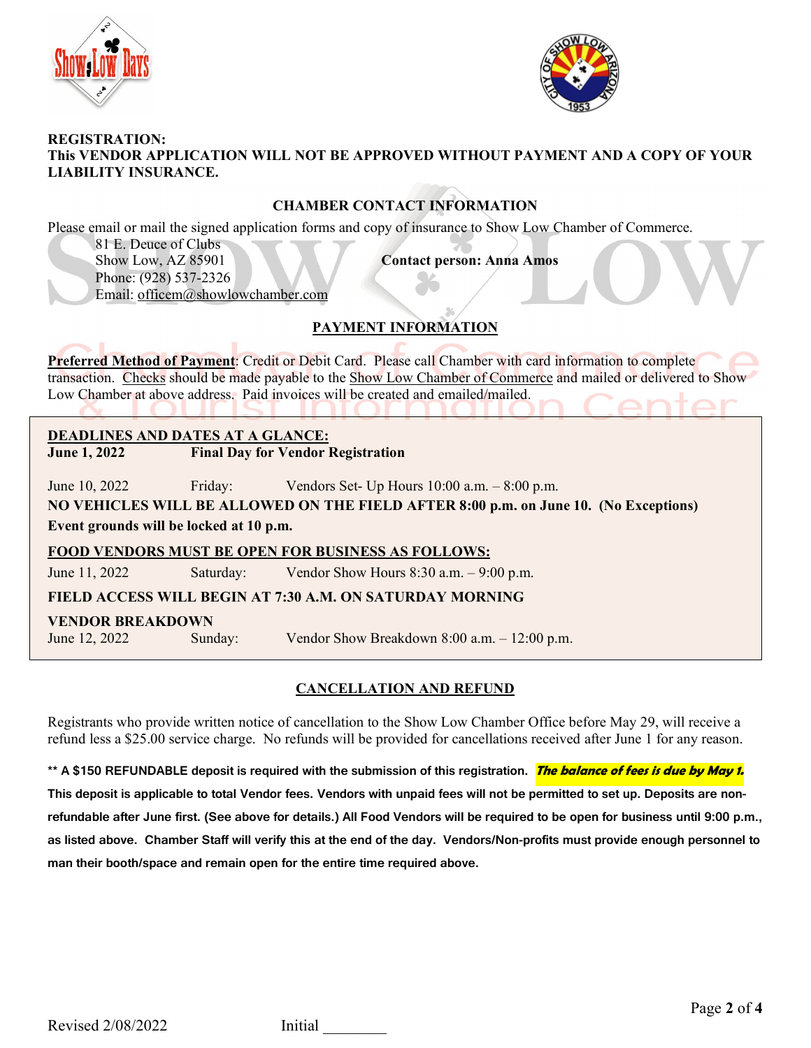**REGISTRATION:**
**This VENDOR APPLICATION WILL NOT BE APPROVED WITHOUT PAYMENT AND A COPY OF YOUR LIABILITY INSURANCE.**

## CHAMBER CONTACT INFORMATION

Please email or mail the signed application forms and copy of insurance to Show Low Chamber of Commerce.

81 E. Deuce of Clubs
Show Low, AZ 85901
Phone: (928) 537-2326
Email: officem@showlowchamber.com

**Contact person: Anna Amos**

## PAYMENT INFORMATION

**Preferred Method of Payment**: Credit or Debit Card. Please call Chamber with card information to complete transaction. Checks should be made payable to the Show Low Chamber of Commerce and mailed or delivered to Show Low Chamber at above address. Paid invoices will be created and emailed/mailed.

**DEADLINES AND DATES AT A GLANCE:**

**June 1, 2022 — Final Day for Vendor Registration**

June 10, 2022 — Friday: Vendors Set- Up Hours 10:00 a.m. – 8:00 p.m.

**NO VEHICLES WILL BE ALLOWED ON THE FIELD AFTER 8:00 p.m. on June 10. (No Exceptions)**

**Event grounds will be locked at 10 p.m.**

**FOOD VENDORS MUST BE OPEN FOR BUSINESS AS FOLLOWS:**

June 11, 2022 — Saturday: Vendor Show Hours 8:30 a.m. – 9:00 p.m.

**FIELD ACCESS WILL BEGIN AT 7:30 A.M. ON SATURDAY MORNING**

**VENDOR BREAKDOWN**

June 12, 2022 — Sunday: Vendor Show Breakdown 8:00 a.m. – 12:00 p.m.

## CANCELLATION AND REFUND

Registrants who provide written notice of cancellation to the Show Low Chamber Office before May 29, will receive a refund less a $25.00 service charge. No refunds will be provided for cancellations received after June 1 for any reason.

**** A $150 REFUNDABLE deposit is required with the submission of this registration. *The balance of fees is due by May 1.* This deposit is applicable to total Vendor fees. Vendors with unpaid fees will not be permitted to set up. Deposits are non-refundable after June first. (See above for details.) All Food Vendors will be required to be open for business until 9:00 p.m., as listed above. Chamber Staff will verify this at the end of the day. Vendors/Non-profits must provide enough personnel to man their booth/space and remain open for the entire time required above.**

Revised 2/08/2022 Initial ________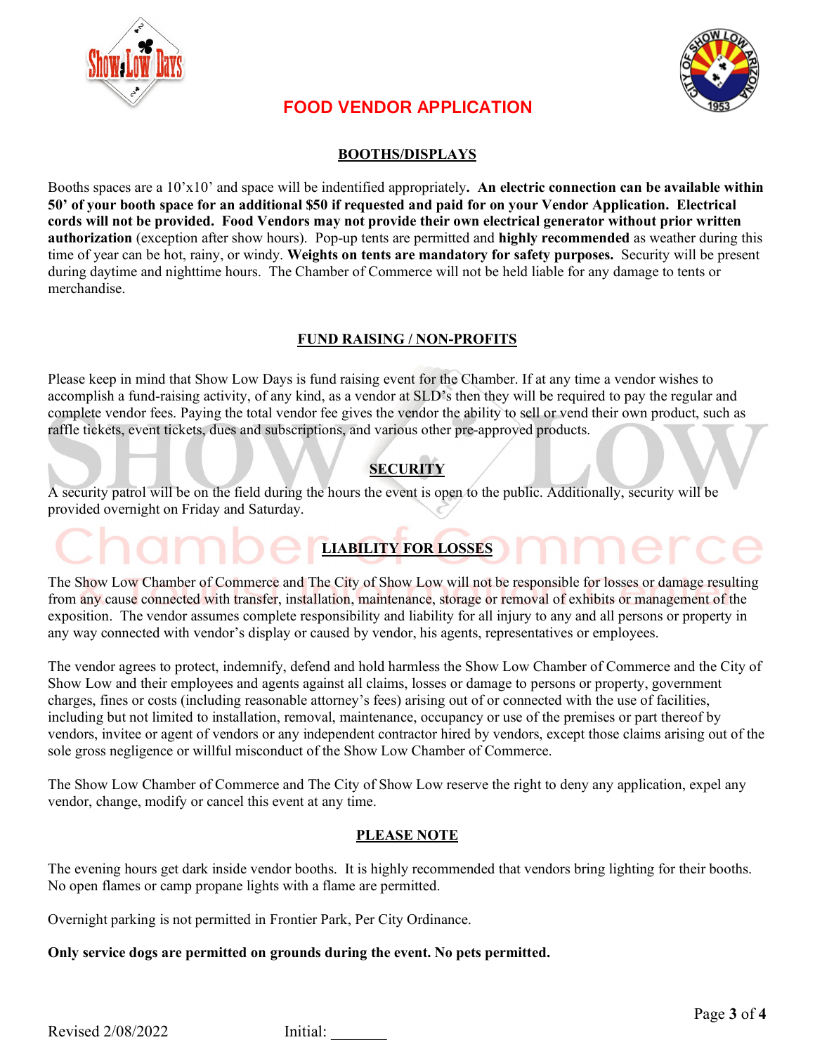# FOOD VENDOR APPLICATION

## BOOTHS/DISPLAYS

Booths spaces are a 10'x10' and space will be indentified appropriately**. An electric connection can be available within 50' of your booth space for an additional $50 if requested and paid for on your Vendor Application. Electrical cords will not be provided. Food Vendors may not provide their own electrical generator without prior written authorization** (exception after show hours). Pop-up tents are permitted and **highly recommended** as weather during this time of year can be hot, rainy, or windy. **Weights on tents are mandatory for safety purposes.** Security will be present during daytime and nighttime hours. The Chamber of Commerce will not be held liable for any damage to tents or merchandise.

## FUND RAISING / NON-PROFITS

Please keep in mind that Show Low Days is fund raising event for the Chamber. If at any time a vendor wishes to accomplish a fund-raising activity, of any kind, as a vendor at SLD's then they will be required to pay the regular and complete vendor fees. Paying the total vendor fee gives the vendor the ability to sell or vend their own product, such as raffle tickets, event tickets, dues and subscriptions, and various other pre-approved products.

## SECURITY

A security patrol will be on the field during the hours the event is open to the public. Additionally, security will be provided overnight on Friday and Saturday.

## LIABILITY FOR LOSSES

The Show Low Chamber of Commerce and The City of Show Low will not be responsible for losses or damage resulting from any cause connected with transfer, installation, maintenance, storage or removal of exhibits or management of the exposition. The vendor assumes complete responsibility and liability for all injury to any and all persons or property in any way connected with vendor's display or caused by vendor, his agents, representatives or employees.

The vendor agrees to protect, indemnify, defend and hold harmless the Show Low Chamber of Commerce and the City of Show Low and their employees and agents against all claims, losses or damage to persons or property, government charges, fines or costs (including reasonable attorney's fees) arising out of or connected with the use of facilities, including but not limited to installation, removal, maintenance, occupancy or use of the premises or part thereof by vendors, invitee or agent of vendors or any independent contractor hired by vendors, except those claims arising out of the sole gross negligence or willful misconduct of the Show Low Chamber of Commerce.

The Show Low Chamber of Commerce and The City of Show Low reserve the right to deny any application, expel any vendor, change, modify or cancel this event at any time.

## PLEASE NOTE

The evening hours get dark inside vendor booths. It is highly recommended that vendors bring lighting for their booths. No open flames or camp propane lights with a flame are permitted.

Overnight parking is not permitted in Frontier Park, Per City Ordinance.

**Only service dogs are permitted on grounds during the event. No pets permitted.**

Revised 2/08/2022 Initial: _______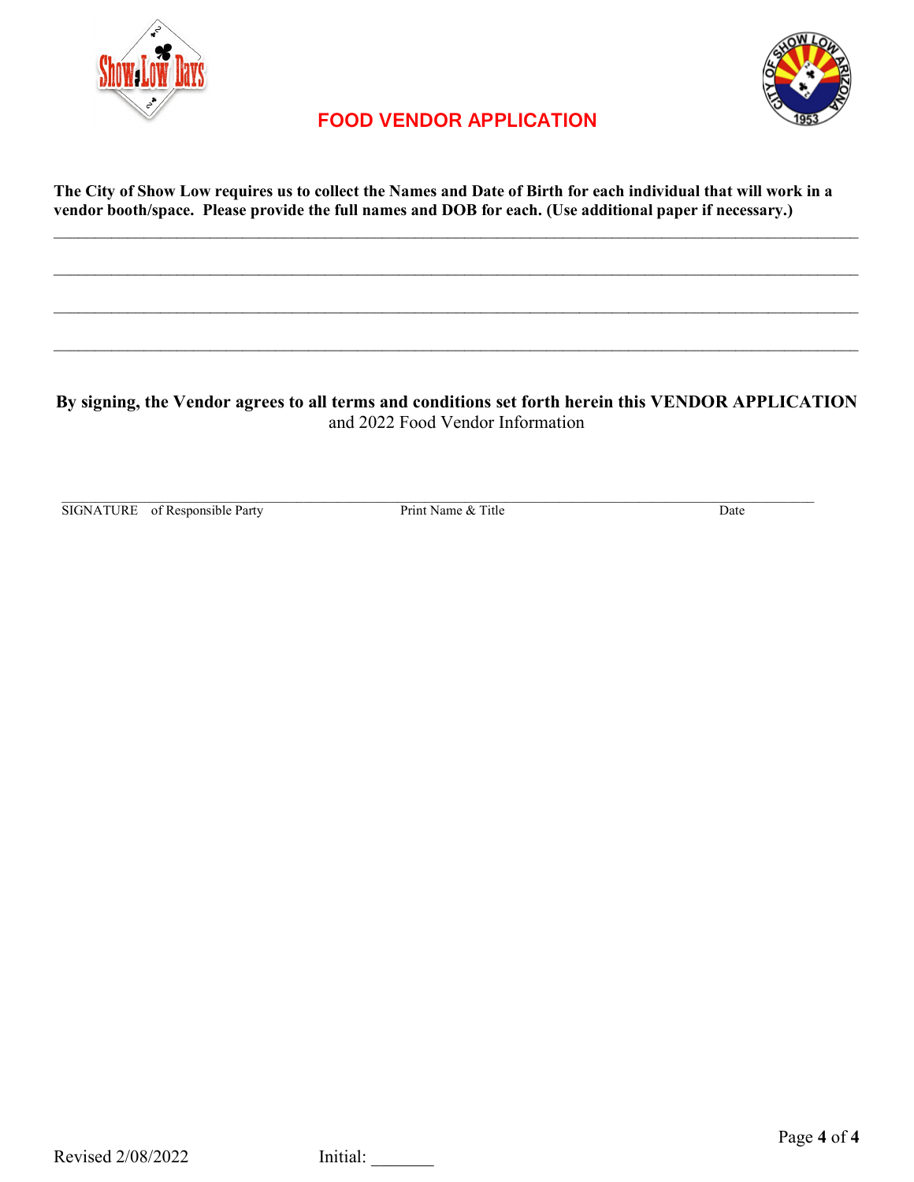# FOOD VENDOR APPLICATION

**The City of Show Low requires us to collect the Names and Date of Birth for each individual that will work in a vendor booth/space. Please provide the full names and DOB for each. (Use additional paper if necessary.)**

\_\_\_\_\_\_\_\_\_\_\_\_\_\_\_\_\_\_\_\_\_\_\_\_\_\_\_\_\_\_\_\_\_\_\_\_\_\_\_\_\_\_\_\_\_\_\_\_\_\_\_\_\_\_\_\_\_\_\_\_\_\_\_\_\_\_\_\_\_\_\_\_\_\_\_\_\_\_\_\_

\_\_\_\_\_\_\_\_\_\_\_\_\_\_\_\_\_\_\_\_\_\_\_\_\_\_\_\_\_\_\_\_\_\_\_\_\_\_\_\_\_\_\_\_\_\_\_\_\_\_\_\_\_\_\_\_\_\_\_\_\_\_\_\_\_\_\_\_\_\_\_\_\_\_\_\_\_\_\_\_

\_\_\_\_\_\_\_\_\_\_\_\_\_\_\_\_\_\_\_\_\_\_\_\_\_\_\_\_\_\_\_\_\_\_\_\_\_\_\_\_\_\_\_\_\_\_\_\_\_\_\_\_\_\_\_\_\_\_\_\_\_\_\_\_\_\_\_\_\_\_\_\_\_\_\_\_\_\_\_\_

\_\_\_\_\_\_\_\_\_\_\_\_\_\_\_\_\_\_\_\_\_\_\_\_\_\_\_\_\_\_\_\_\_\_\_\_\_\_\_\_\_\_\_\_\_\_\_\_\_\_\_\_\_\_\_\_\_\_\_\_\_\_\_\_\_\_\_\_\_\_\_\_\_\_\_\_\_\_\_\_

**By signing, the Vendor agrees to all terms and conditions set forth herein this VENDOR APPLICATION** and 2022 Food Vendor Information

\_\_\_\_\_\_\_\_\_\_\_\_\_\_\_\_\_\_\_\_\_\_\_\_\_\_\_\_\_\_\_\_\_\_\_\_\_\_\_\_\_\_\_\_\_\_\_\_\_\_\_\_\_\_\_\_\_\_\_\_\_\_\_\_\_\_\_\_\_\_\_\_\_\_\_\_\_\_\_\_

SIGNATURE of Responsible Party    Print Name & Title    Date

Revised 2/08/2022    Initial: \_\_\_\_\_\_\_